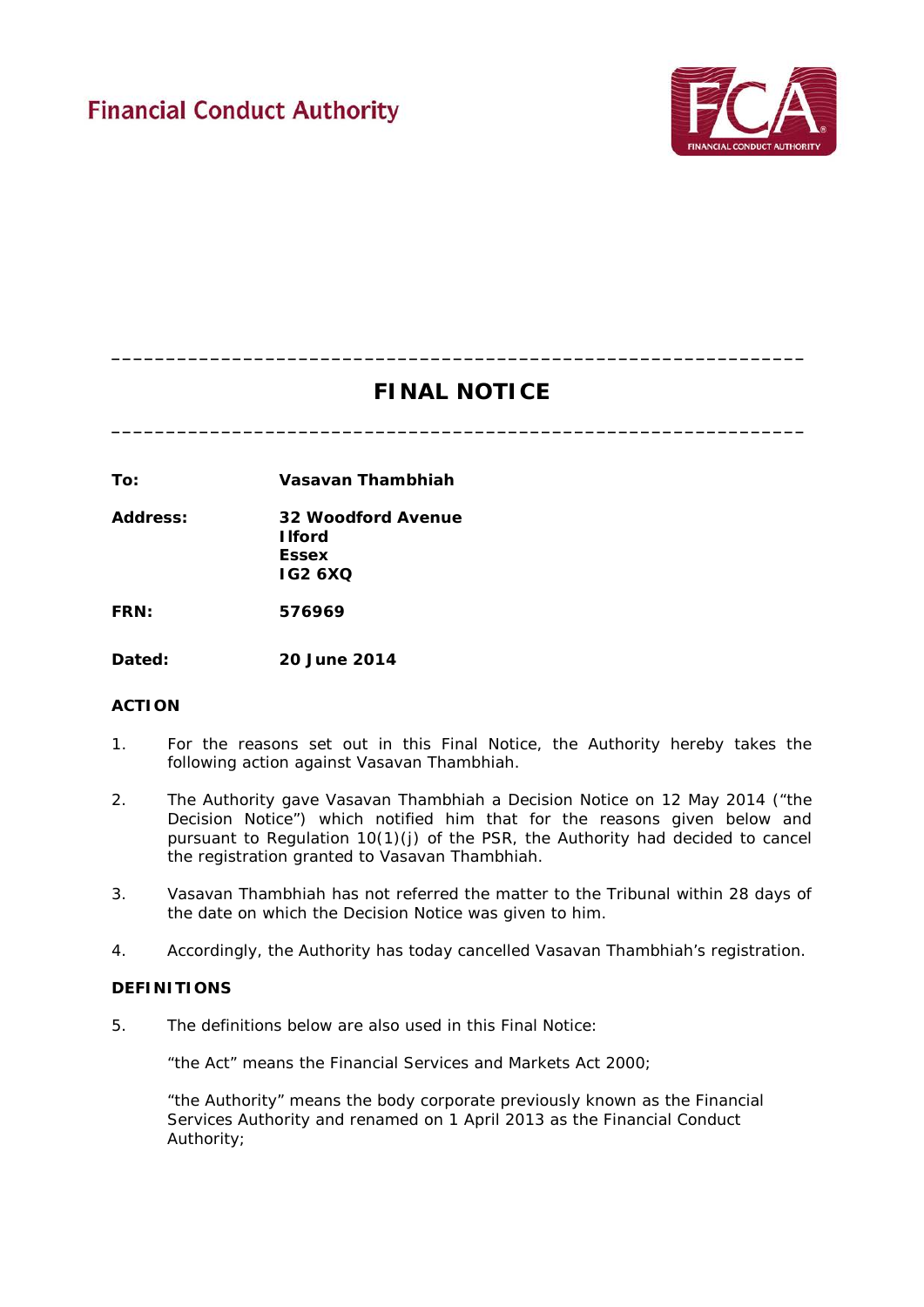Financial Conduct Authority

---

# FINAL NOTICE

---

**To:** **Vasavan Thambhiah**

**Address:** **32 Woodford Avenue**
**Ilford**
**Essex**
**IG2 6XQ**

**FRN:** **576969**

**Dated:** **20 June 2014**

## ACTION

1. For the reasons set out in this Final Notice, the Authority hereby takes the following action against Vasavan Thambhiah.

2. The Authority gave Vasavan Thambhiah a Decision Notice on 12 May 2014 ("the Decision Notice") which notified him that for the reasons given below and pursuant to Regulation 10(1)(j) of the PSR, the Authority had decided to cancel the registration granted to Vasavan Thambhiah.

3. Vasavan Thambhiah has not referred the matter to the Tribunal within 28 days of the date on which the Decision Notice was given to him.

4. Accordingly, the Authority has today cancelled Vasavan Thambhiah's registration.

## DEFINITIONS

5. The definitions below are also used in this Final Notice:

   "the Act" means the Financial Services and Markets Act 2000;

   "the Authority" means the body corporate previously known as the Financial Services Authority and renamed on 1 April 2013 as the Financial Conduct Authority;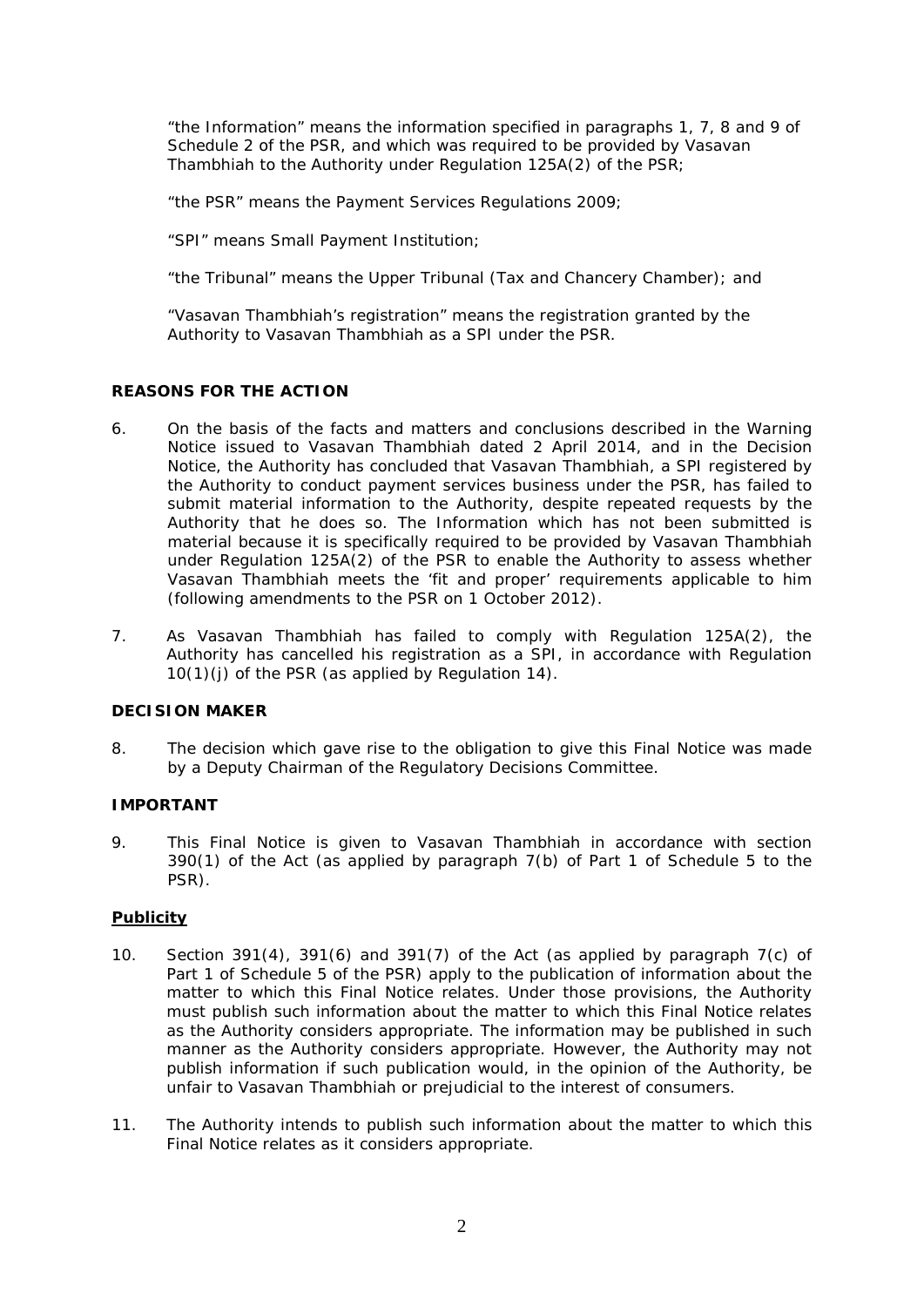"the Information" means the information specified in paragraphs 1, 7, 8 and 9 of Schedule 2 of the PSR, and which was required to be provided by Vasavan Thambhiah to the Authority under Regulation 125A(2) of the PSR;

"the PSR" means the Payment Services Regulations 2009;

"SPI" means Small Payment Institution;

"the Tribunal" means the Upper Tribunal (Tax and Chancery Chamber); and

"Vasavan Thambhiah's registration" means the registration granted by the Authority to Vasavan Thambhiah as a SPI under the PSR.

**REASONS FOR THE ACTION**

6. On the basis of the facts and matters and conclusions described in the Warning Notice issued to Vasavan Thambhiah dated 2 April 2014, and in the Decision Notice, the Authority has concluded that Vasavan Thambhiah, a SPI registered by the Authority to conduct payment services business under the PSR, has failed to submit material information to the Authority, despite repeated requests by the Authority that he does so. The Information which has not been submitted is material because it is specifically required to be provided by Vasavan Thambhiah under Regulation 125A(2) of the PSR to enable the Authority to assess whether Vasavan Thambhiah meets the 'fit and proper' requirements applicable to him (following amendments to the PSR on 1 October 2012).

7. As Vasavan Thambhiah has failed to comply with Regulation 125A(2), the Authority has cancelled his registration as a SPI, in accordance with Regulation 10(1)(j) of the PSR (as applied by Regulation 14).

**DECISION MAKER**

8. The decision which gave rise to the obligation to give this Final Notice was made by a Deputy Chairman of the Regulatory Decisions Committee.

**IMPORTANT**

9. This Final Notice is given to Vasavan Thambhiah in accordance with section 390(1) of the Act (as applied by paragraph 7(b) of Part 1 of Schedule 5 to the PSR).

**Publicity**

10. Section 391(4), 391(6) and 391(7) of the Act (as applied by paragraph 7(c) of Part 1 of Schedule 5 of the PSR) apply to the publication of information about the matter to which this Final Notice relates. Under those provisions, the Authority must publish such information about the matter to which this Final Notice relates as the Authority considers appropriate. The information may be published in such manner as the Authority considers appropriate. However, the Authority may not publish information if such publication would, in the opinion of the Authority, be unfair to Vasavan Thambhiah or prejudicial to the interest of consumers.

11. The Authority intends to publish such information about the matter to which this Final Notice relates as it considers appropriate.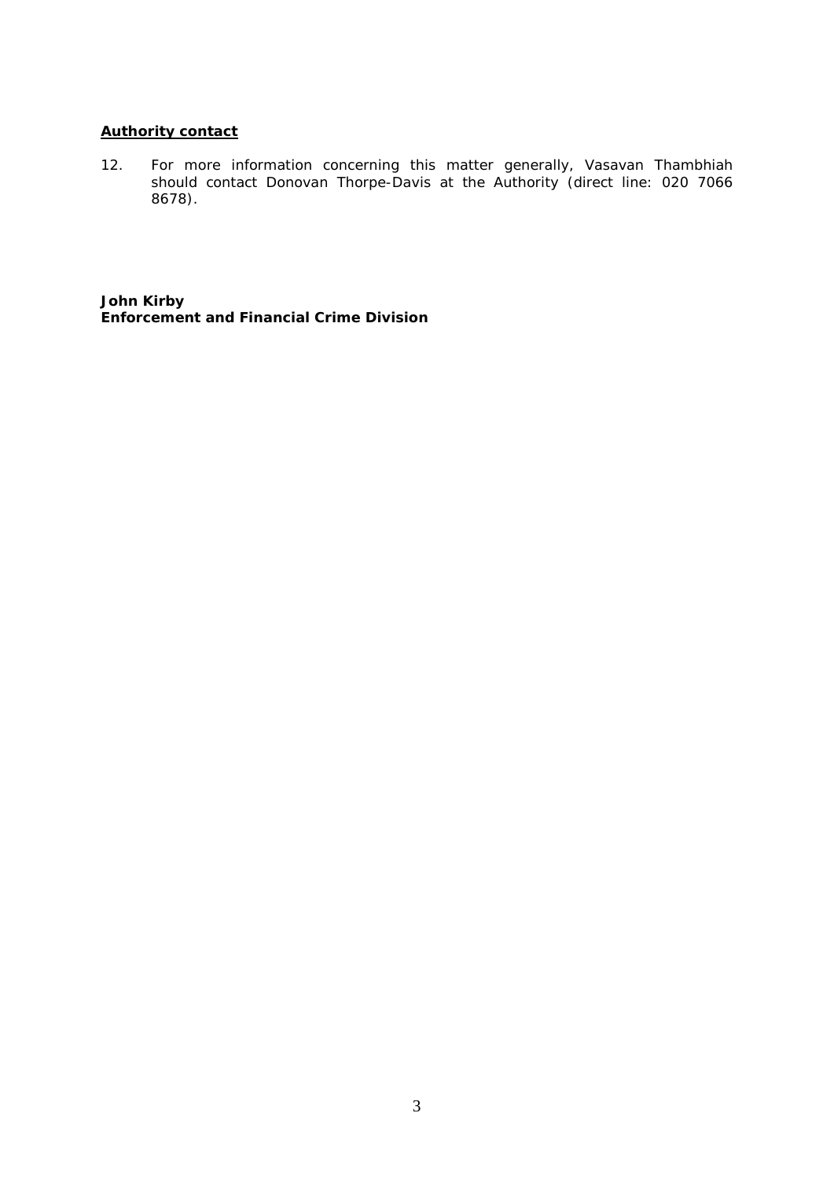**Authority contact**

12. For more information concerning this matter generally, Vasavan Thambhiah should contact Donovan Thorpe-Davis at the Authority (direct line: 020 7066 8678).

**John Kirby**
**Enforcement and Financial Crime Division**